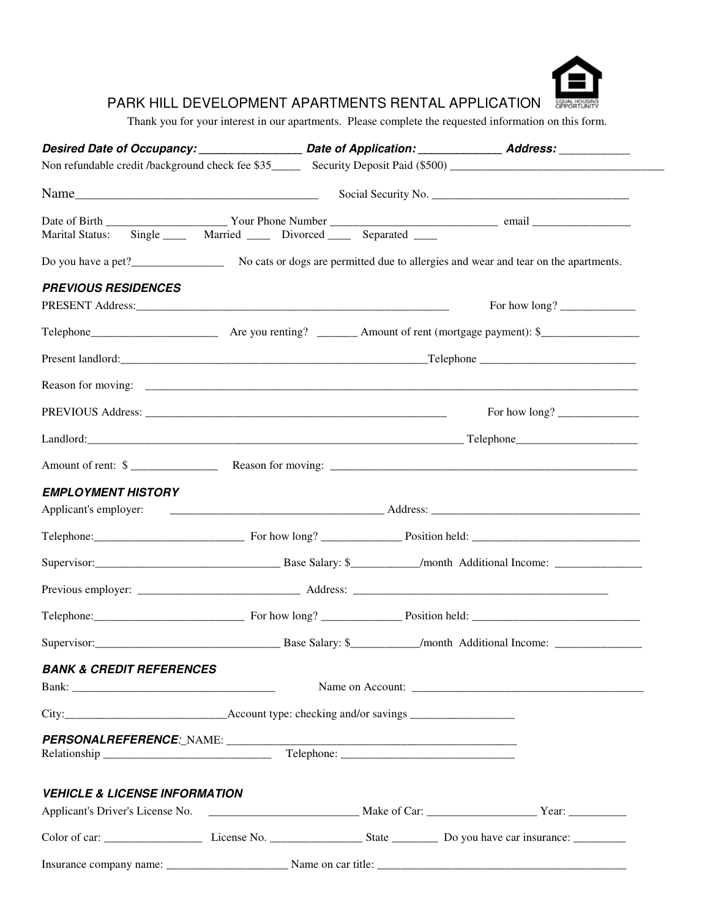# PARK HILL DEVELOPMENT APARTMENTS RENTAL APPLICATION

EQUAL HOUSING OPPORTUNITY

Thank you for your interest in our apartments. Please complete the requested information on this form.

***Desired Date of Occupancy:*** ________________ ***Date of Application:*** _____________ ***Address:*** ___________

Non refundable credit /background check fee $35_____ Security Deposit Paid ($500) ____________________________________

Name______________________________________ Social Security No. _________________________________

Date of Birth ____________________ Your Phone Number ____________________________ email _________________

Marital Status: Single ____ Married ____ Divorced ____ Separated ____

Do you have a pet?________________ No cats or dogs are permitted due to allergies and wear and tear on the apartments.

### *PREVIOUS RESIDENCES*

PRESENT Address:________________________________________________________ For how long? _____________

Telephone______________________ Are you renting? _______ Amount of rent (mortgage payment): $_________________

Present landlord:______________________________________________________Telephone ___________________________

Reason for moving: ______________________________________________________________________________________

PREVIOUS Address: ______________________________________________________ For how long? ______________

Landlord:_____________________________________________________________ Telephone______________________

Amount of rent: $ _______________ Reason for moving: ______________________________________________________

### *EMPLOYMENT HISTORY*

Applicant's employer: ____________________________________ Address: ____________________________________

Telephone:_________________________ For how long? ______________ Position held: ______________________________

Supervisor:________________________________ Base Salary: $___________/month Additional Income: _______________

Previous employer: ___________________________ Address: ______________________________________________

Telephone:_________________________ For how long? ______________ Position held: ______________________________

Supervisor:________________________________ Base Salary: $___________/month Additional Income: _______________

### *BANK & CREDIT REFERENCES*

Bank: __________________________________ Name on Account: _________________________________________

City:___________________________Account type: checking and/or savings __________________

***PERSONALREFERENCE**:*_NAME: ____________________________________________________

Relationship ____________________________ Telephone: ______________________________

### *VEHICLE & LICENSE INFORMATION*

Applicant's Driver's License No. __________________________ Make of Car: ___________________ Year: __________

Color of car: _________________ License No. ________________ State ________ Do you have car insurance: _________

Insurance company name: _____________________ Name on car title: ____________________________________________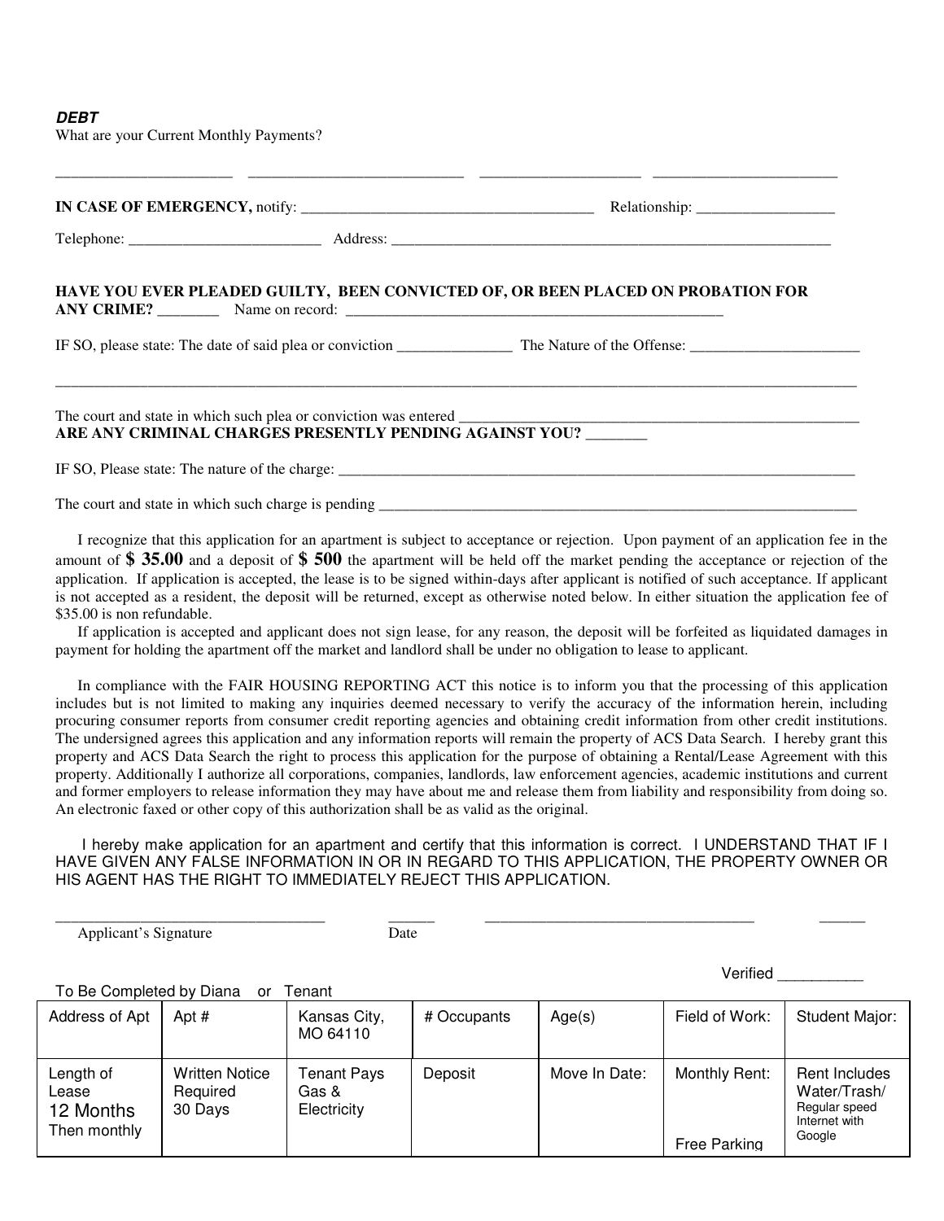***DEBT***

What are your Current Monthly Payments?

______________________ ___________________________ ____________________ ________________________

**IN CASE OF EMERGENCY,** notify: ____________________________________ Relationship: _________________

Telephone: ________________________ Address: ____________________________________________________________

**HAVE YOU EVER PLEADED GUILTY, BEEN CONVICTED OF, OR BEEN PLACED ON PROBATION FOR ANY CRIME?** ________ Name on record: __________________________________________________

IF SO, please state: The date of said plea or conviction _______________ The Nature of the Offense: ______________________

______________________________________________________________________________________________________________

The court and state in which such plea or conviction was entered ______________________________________________________

**ARE ANY CRIMINAL CHARGES PRESENTLY PENDING AGAINST YOU?** ________

IF SO, Please state: The nature of the charge: _________________________________________________________________________

The court and state in which such charge is pending __________________________________________________________________

I recognize that this application for an apartment is subject to acceptance or rejection. Upon payment of an application fee in the amount of **$ 35.00** and a deposit of **$ 500** the apartment will be held off the market pending the acceptance or rejection of the application. If application is accepted, the lease is to be signed within-days after applicant is notified of such acceptance. If applicant is not accepted as a resident, the deposit will be returned, except as otherwise noted below. In either situation the application fee of $35.00 is non refundable.

If application is accepted and applicant does not sign lease, for any reason, the deposit will be forfeited as liquidated damages in payment for holding the apartment off the market and landlord shall be under no obligation to lease to applicant.

In compliance with the FAIR HOUSING REPORTING ACT this notice is to inform you that the processing of this application includes but is not limited to making any inquiries deemed necessary to verify the accuracy of the information herein, including procuring consumer reports from consumer credit reporting agencies and obtaining credit information from other credit institutions. The undersigned agrees this application and any information reports will remain the property of ACS Data Search. I hereby grant this property and ACS Data Search the right to process this application for the purpose of obtaining a Rental/Lease Agreement with this property. Additionally I authorize all corporations, companies, landlords, law enforcement agencies, academic institutions and current and former employers to release information they may have about me and release them from liability and responsibility from doing so. An electronic faxed or other copy of this authorization shall be as valid as the original.

I hereby make application for an apartment and certify that this information is correct. I UNDERSTAND THAT IF I HAVE GIVEN ANY FALSE INFORMATION IN OR IN REGARD TO THIS APPLICATION, THE PROPERTY OWNER OR HIS AGENT HAS THE RIGHT TO IMMEDIATELY REJECT THIS APPLICATION.

_________________________________ ______ _________________________________ ______

Applicant's Signature Date

Verified __________

To Be Completed by Diana or Tenant

| | | | | | | |
|---|---|---|---|---|---|---|
| Address of Apt | Apt # | Kansas City, MO 64110 | # Occupants | Age(s) | Field of Work: | Student Major: |
| Length of Lease 12 Months Then monthly | Written Notice Required 30 Days | Tenant Pays Gas & Electricity | Deposit | Move In Date: | Monthly Rent: Free Parking | Rent Includes Water/Trash/ Regular speed Internet with Google |